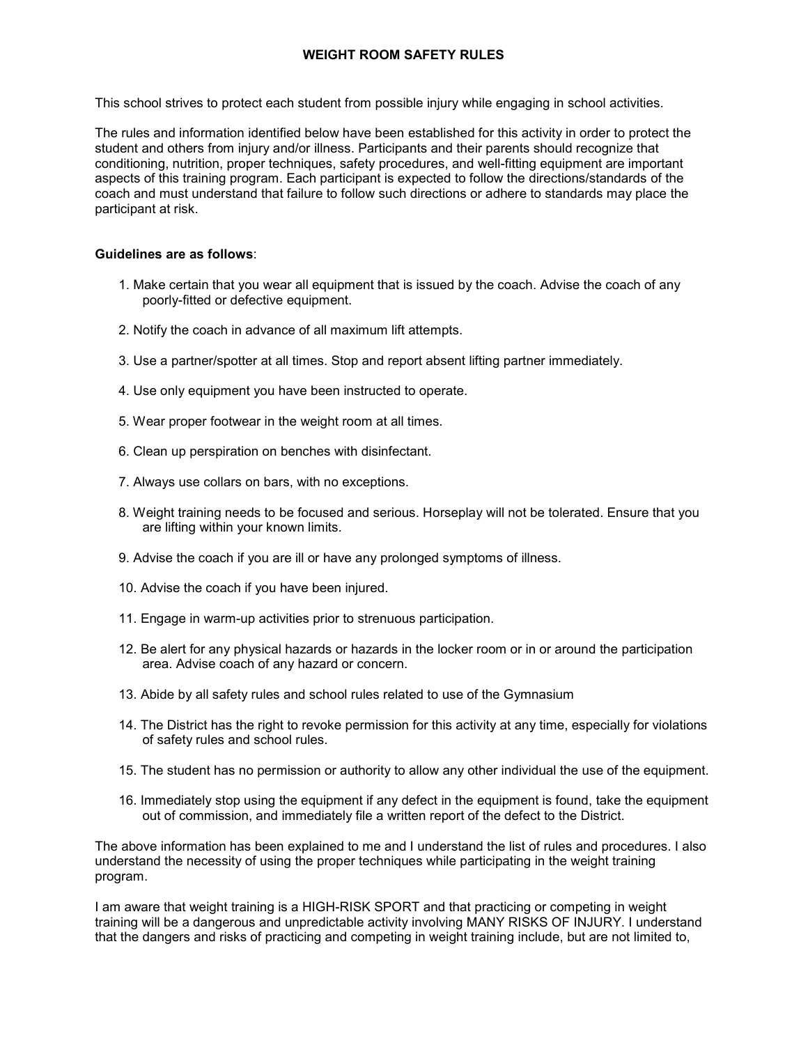# WEIGHT ROOM SAFETY RULES

This school strives to protect each student from possible injury while engaging in school activities.

The rules and information identified below have been established for this activity in order to protect the student and others from injury and/or illness. Participants and their parents should recognize that conditioning, nutrition, proper techniques, safety procedures, and well-fitting equipment are important aspects of this training program. Each participant is expected to follow the directions/standards of the coach and must understand that failure to follow such directions or adhere to standards may place the participant at risk.

**Guidelines are as follows**:

1. Make certain that you wear all equipment that is issued by the coach. Advise the coach of any poorly-fitted or defective equipment.
2. Notify the coach in advance of all maximum lift attempts.
3. Use a partner/spotter at all times. Stop and report absent lifting partner immediately.
4. Use only equipment you have been instructed to operate.
5. Wear proper footwear in the weight room at all times.
6. Clean up perspiration on benches with disinfectant.
7. Always use collars on bars, with no exceptions.
8. Weight training needs to be focused and serious. Horseplay will not be tolerated. Ensure that you are lifting within your known limits.
9. Advise the coach if you are ill or have any prolonged symptoms of illness.
10. Advise the coach if you have been injured.
11. Engage in warm-up activities prior to strenuous participation.
12. Be alert for any physical hazards or hazards in the locker room or in or around the participation area. Advise coach of any hazard or concern.
13. Abide by all safety rules and school rules related to use of the Gymnasium
14. The District has the right to revoke permission for this activity at any time, especially for violations of safety rules and school rules.
15. The student has no permission or authority to allow any other individual the use of the equipment.
16. Immediately stop using the equipment if any defect in the equipment is found, take the equipment out of commission, and immediately file a written report of the defect to the District.

The above information has been explained to me and I understand the list of rules and procedures. I also understand the necessity of using the proper techniques while participating in the weight training program.

I am aware that weight training is a HIGH-RISK SPORT and that practicing or competing in weight training will be a dangerous and unpredictable activity involving MANY RISKS OF INJURY. I understand that the dangers and risks of practicing and competing in weight training include, but are not limited to,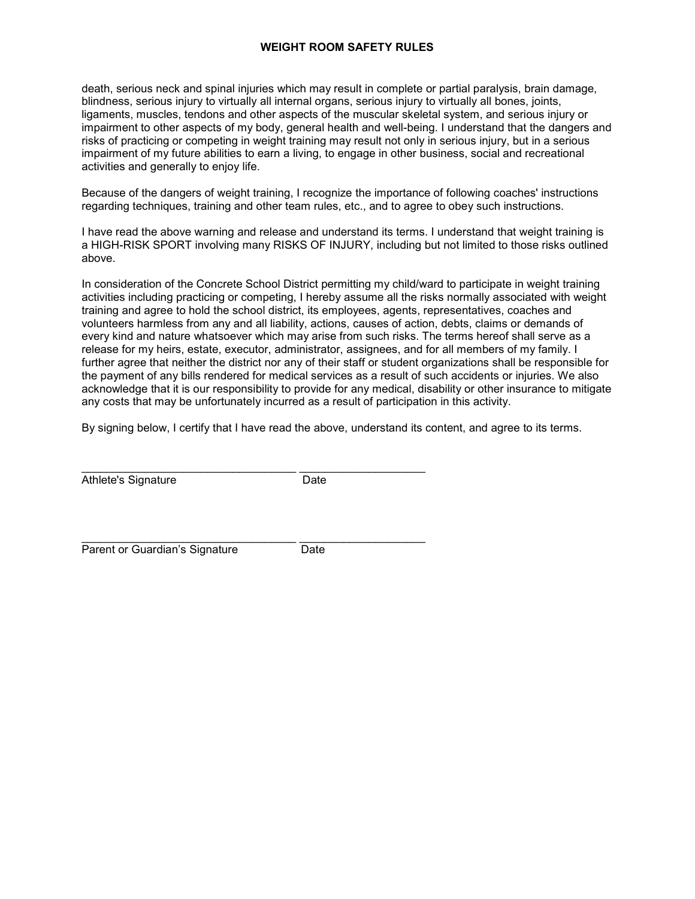## WEIGHT ROOM SAFETY RULES

death, serious neck and spinal injuries which may result in complete or partial paralysis, brain damage, blindness, serious injury to virtually all internal organs, serious injury to virtually all bones, joints, ligaments, muscles, tendons and other aspects of the muscular skeletal system, and serious injury or impairment to other aspects of my body, general health and well-being. I understand that the dangers and risks of practicing or competing in weight training may result not only in serious injury, but in a serious impairment of my future abilities to earn a living, to engage in other business, social and recreational activities and generally to enjoy life.

Because of the dangers of weight training, I recognize the importance of following coaches' instructions regarding techniques, training and other team rules, etc., and to agree to obey such instructions.

I have read the above warning and release and understand its terms. I understand that weight training is a HIGH-RISK SPORT involving many RISKS OF INJURY, including but not limited to those risks outlined above.

In consideration of the Concrete School District permitting my child/ward to participate in weight training activities including practicing or competing, I hereby assume all the risks normally associated with weight training and agree to hold the school district, its employees, agents, representatives, coaches and volunteers harmless from any and all liability, actions, causes of action, debts, claims or demands of every kind and nature whatsoever which may arise from such risks. The terms hereof shall serve as a release for my heirs, estate, executor, administrator, assignees, and for all members of my family. I further agree that neither the district nor any of their staff or student organizations shall be responsible for the payment of any bills rendered for medical services as a result of such accidents or injuries. We also acknowledge that it is our responsibility to provide for any medical, disability or other insurance to mitigate any costs that may be unfortunately incurred as a result of participation in this activity.

By signing below, I certify that I have read the above, understand its content, and agree to its terms.

\_\_\_\_\_\_\_\_\_\_\_\_\_\_\_\_\_\_\_\_\_\_\_\_\_\_\_\_\_\_\_\_\_\_\_ \_\_\_\_\_\_\_\_\_\_\_\_\_\_\_\_\_\_\_\_
Athlete's Signature Date

\_\_\_\_\_\_\_\_\_\_\_\_\_\_\_\_\_\_\_\_\_\_\_\_\_\_\_\_\_\_\_\_\_\_\_ \_\_\_\_\_\_\_\_\_\_\_\_\_\_\_\_\_\_\_\_
Parent or Guardian's Signature Date